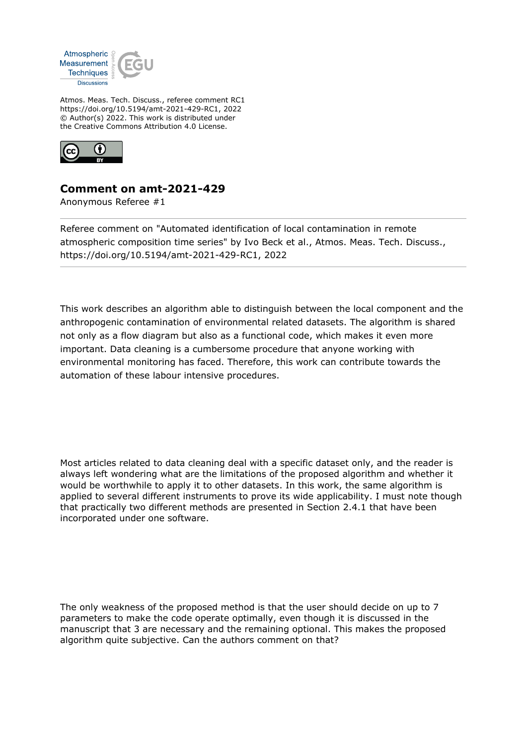Atmos. Meas. Tech. Discuss., referee comment RC1
https://doi.org/10.5194/amt-2021-429-RC1, 2022
© Author(s) 2022. This work is distributed under the Creative Commons Attribution 4.0 License.

## Comment on amt-2021-429

Anonymous Referee #1

Referee comment on "Automated identification of local contamination in remote atmospheric composition time series" by Ivo Beck et al., Atmos. Meas. Tech. Discuss., https://doi.org/10.5194/amt-2021-429-RC1, 2022

This work describes an algorithm able to distinguish between the local component and the anthropogenic contamination of environmental related datasets. The algorithm is shared not only as a flow diagram but also as a functional code, which makes it even more important. Data cleaning is a cumbersome procedure that anyone working with environmental monitoring has faced. Therefore, this work can contribute towards the automation of these labour intensive procedures.

Most articles related to data cleaning deal with a specific dataset only, and the reader is always left wondering what are the limitations of the proposed algorithm and whether it would be worthwhile to apply it to other datasets. In this work, the same algorithm is applied to several different instruments to prove its wide applicability. I must note though that practically two different methods are presented in Section 2.4.1 that have been incorporated under one software.

The only weakness of the proposed method is that the user should decide on up to 7 parameters to make the code operate optimally, even though it is discussed in the manuscript that 3 are necessary and the remaining optional. This makes the proposed algorithm quite subjective. Can the authors comment on that?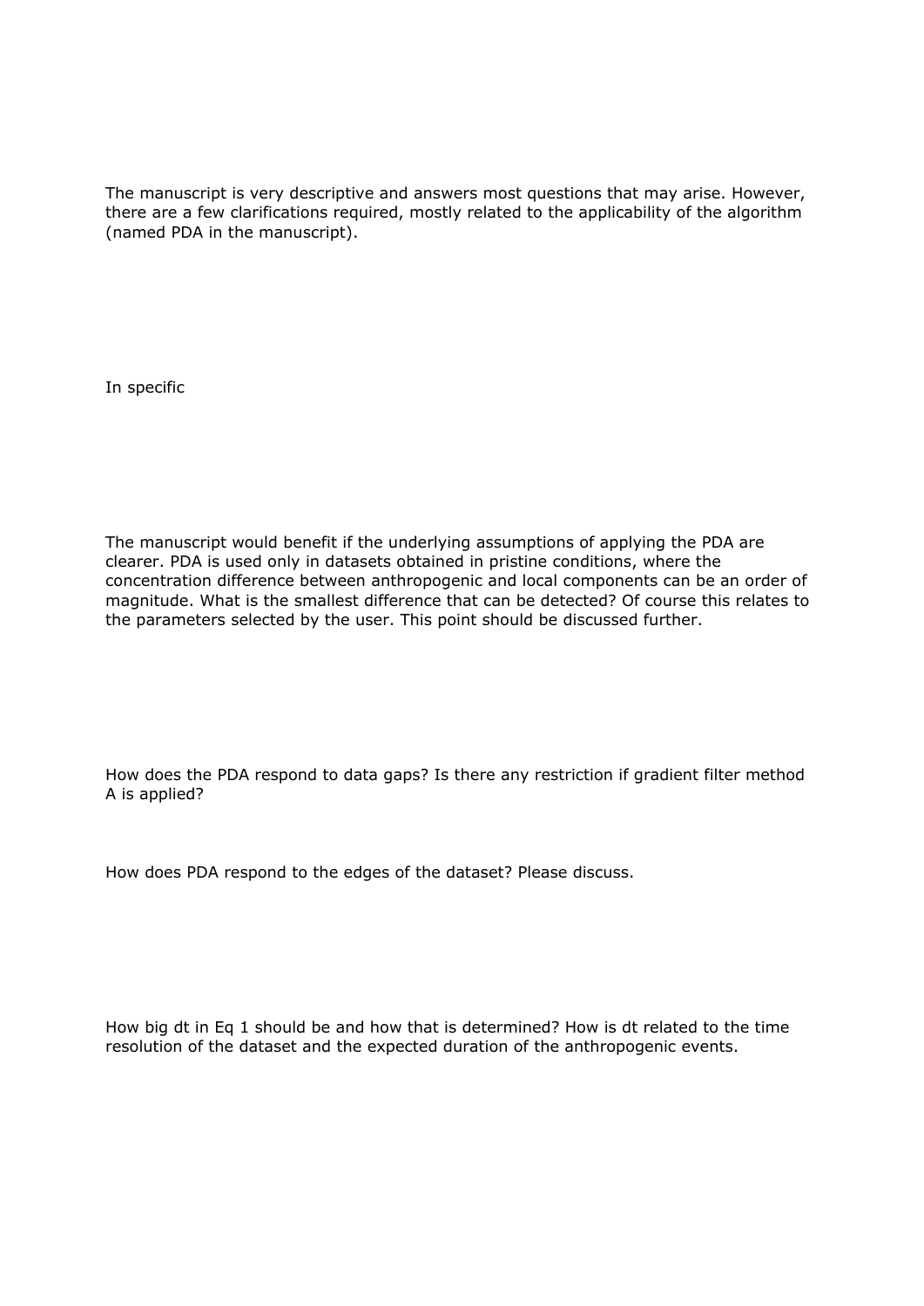The manuscript is very descriptive and answers most questions that may arise. However, there are a few clarifications required, mostly related to the applicability of the algorithm (named PDA in the manuscript).

In specific

The manuscript would benefit if the underlying assumptions of applying the PDA are clearer. PDA is used only in datasets obtained in pristine conditions, where the concentration difference between anthropogenic and local components can be an order of magnitude. What is the smallest difference that can be detected? Of course this relates to the parameters selected by the user. This point should be discussed further.

How does the PDA respond to data gaps? Is there any restriction if gradient filter method A is applied?

How does PDA respond to the edges of the dataset? Please discuss.

How big dt in Eq 1 should be and how that is determined? How is dt related to the time resolution of the dataset and the expected duration of the anthropogenic events.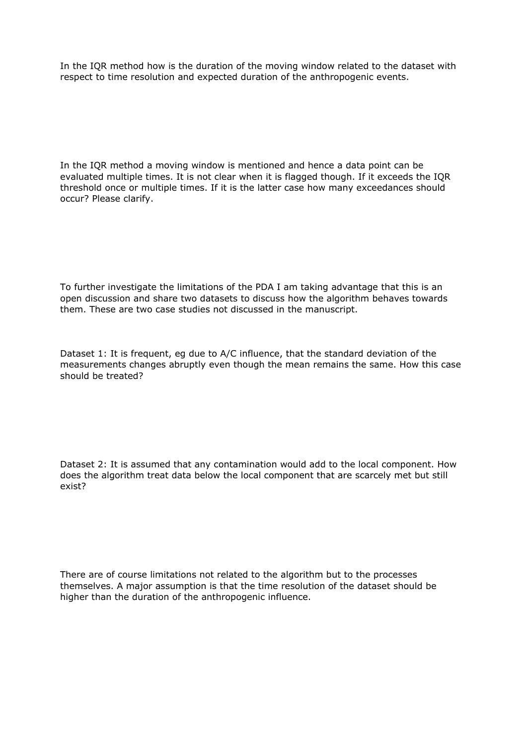In the IQR method how is the duration of the moving window related to the dataset with respect to time resolution and expected duration of the anthropogenic events.

In the IQR method a moving window is mentioned and hence a data point can be evaluated multiple times. It is not clear when it is flagged though. If it exceeds the IQR threshold once or multiple times. If it is the latter case how many exceedances should occur? Please clarify.

To further investigate the limitations of the PDA I am taking advantage that this is an open discussion and share two datasets to discuss how the algorithm behaves towards them. These are two case studies not discussed in the manuscript.

Dataset 1: It is frequent, eg due to A/C influence, that the standard deviation of the measurements changes abruptly even though the mean remains the same. How this case should be treated?

Dataset 2: It is assumed that any contamination would add to the local component. How does the algorithm treat data below the local component that are scarcely met but still exist?

There are of course limitations not related to the algorithm but to the processes themselves. A major assumption is that the time resolution of the dataset should be higher than the duration of the anthropogenic influence.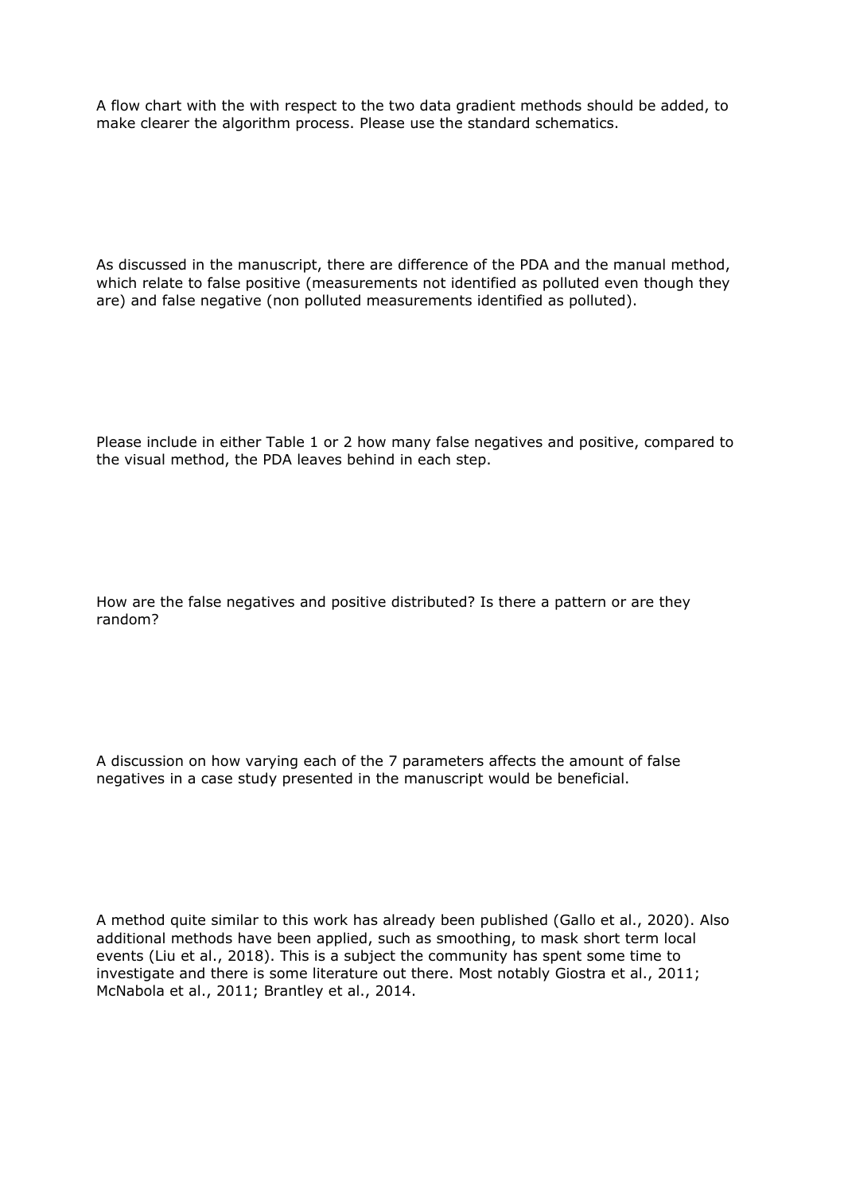A flow chart with the with respect to the two data gradient methods should be added, to make clearer the algorithm process. Please use the standard schematics.

As discussed in the manuscript, there are difference of the PDA and the manual method, which relate to false positive (measurements not identified as polluted even though they are) and false negative (non polluted measurements identified as polluted).

Please include in either Table 1 or 2 how many false negatives and positive, compared to the visual method, the PDA leaves behind in each step.

How are the false negatives and positive distributed? Is there a pattern or are they random?

A discussion on how varying each of the 7 parameters affects the amount of false negatives in a case study presented in the manuscript would be beneficial.

A method quite similar to this work has already been published (Gallo et al., 2020). Also additional methods have been applied, such as smoothing, to mask short term local events (Liu et al., 2018). This is a subject the community has spent some time to investigate and there is some literature out there. Most notably Giostra et al., 2011; McNabola et al., 2011; Brantley et al., 2014.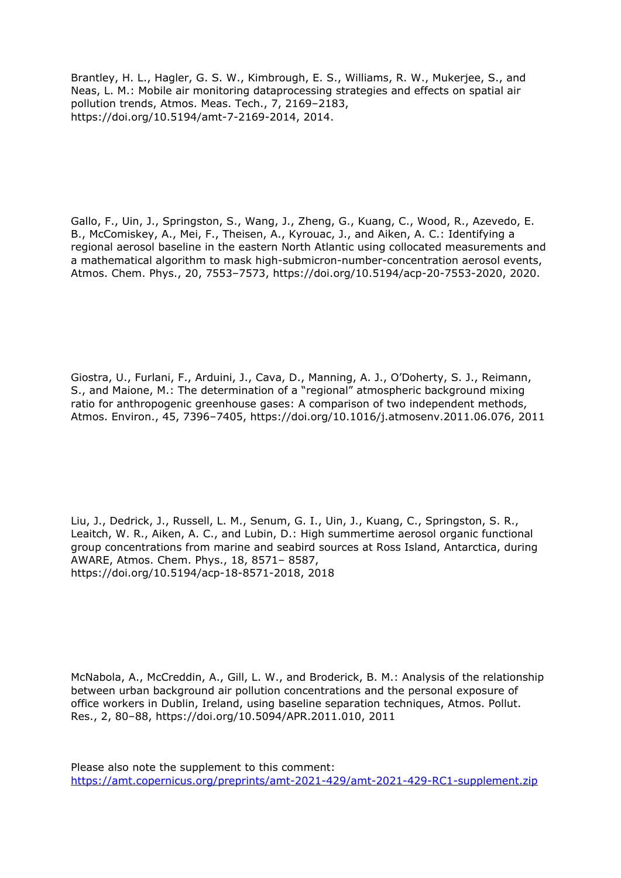Brantley, H. L., Hagler, G. S. W., Kimbrough, E. S., Williams, R. W., Mukerjee, S., and Neas, L. M.: Mobile air monitoring dataprocessing strategies and effects on spatial air pollution trends, Atmos. Meas. Tech., 7, 2169–2183, https://doi.org/10.5194/amt-7-2169-2014, 2014.

Gallo, F., Uin, J., Springston, S., Wang, J., Zheng, G., Kuang, C., Wood, R., Azevedo, E. B., McComiskey, A., Mei, F., Theisen, A., Kyrouac, J., and Aiken, A. C.: Identifying a regional aerosol baseline in the eastern North Atlantic using collocated measurements and a mathematical algorithm to mask high-submicron-number-concentration aerosol events, Atmos. Chem. Phys., 20, 7553–7573, https://doi.org/10.5194/acp-20-7553-2020, 2020.

Giostra, U., Furlani, F., Arduini, J., Cava, D., Manning, A. J., O'Doherty, S. J., Reimann, S., and Maione, M.: The determination of a "regional" atmospheric background mixing ratio for anthropogenic greenhouse gases: A comparison of two independent methods, Atmos. Environ., 45, 7396–7405, https://doi.org/10.1016/j.atmosenv.2011.06.076, 2011

Liu, J., Dedrick, J., Russell, L. M., Senum, G. I., Uin, J., Kuang, C., Springston, S. R., Leaitch, W. R., Aiken, A. C., and Lubin, D.: High summertime aerosol organic functional group concentrations from marine and seabird sources at Ross Island, Antarctica, during AWARE, Atmos. Chem. Phys., 18, 8571– 8587, https://doi.org/10.5194/acp-18-8571-2018, 2018

McNabola, A., McCreddin, A., Gill, L. W., and Broderick, B. M.: Analysis of the relationship between urban background air pollution concentrations and the personal exposure of office workers in Dublin, Ireland, using baseline separation techniques, Atmos. Pollut. Res., 2, 80–88, https://doi.org/10.5094/APR.2011.010, 2011

Please also note the supplement to this comment:
https://amt.copernicus.org/preprints/amt-2021-429/amt-2021-429-RC1-supplement.zip